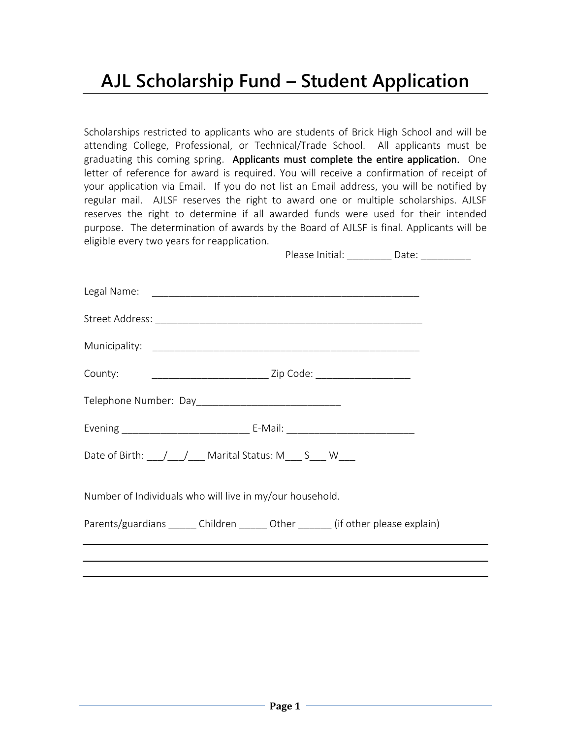# AJL Scholarship Fund – Student Application

Scholarships restricted to applicants who are students of Brick High School and will be attending College, Professional, or Technical/Trade School. All applicants must be graduating this coming spring. **Applicants must complete the entire application.** One letter of reference for award is required. You will receive a confirmation of receipt of your application via Email. If you do not list an Email address, you will be notified by regular mail. AJLSF reserves the right to award one or multiple scholarships. AJLSF reserves the right to determine if all awarded funds were used for their intended purpose. The determination of awards by the Board of AJLSF is final. Applicants will be eligible every two years for reapplication.

Please Initial: ________ Date: _________

Legal Name: _________________________________________________

Street Address: _________________________________________________

Municipality: _________________________________________________

County: _____________________ Zip Code: _________________

Telephone Number: Day__________________________

Evening _______________________ E-Mail: _______________________

Date of Birth: ___/___/___ Marital Status: M___ S___ W___

Number of Individuals who will live in my/our household.

Parents/guardians _____ Children _____ Other ______ (if other please explain)

_______________________________________________________________________________

_______________________________________________________________________________

_______________________________________________________________________________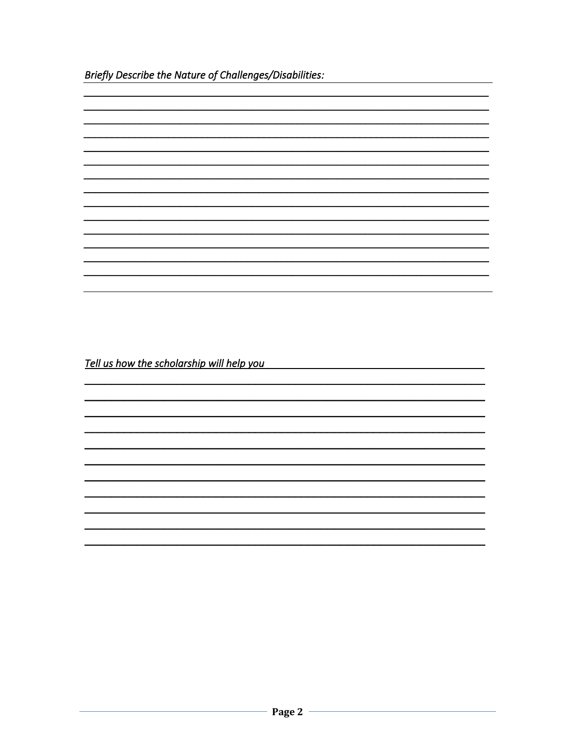*Briefly Describe the Nature of Challenges/Disabilities:*

______________________________________________________________________

______________________________________________________________________

______________________________________________________________________

______________________________________________________________________

______________________________________________________________________

______________________________________________________________________

______________________________________________________________________

______________________________________________________________________

______________________________________________________________________

______________________________________________________________________

______________________________________________________________________

______________________________________________________________________

______________________________________________________________________

______________________________________________________________________

*Tell us how the scholarship will help you*

______________________________________________________________________

______________________________________________________________________

______________________________________________________________________

______________________________________________________________________

______________________________________________________________________

______________________________________________________________________

______________________________________________________________________

______________________________________________________________________

______________________________________________________________________

______________________________________________________________________

______________________________________________________________________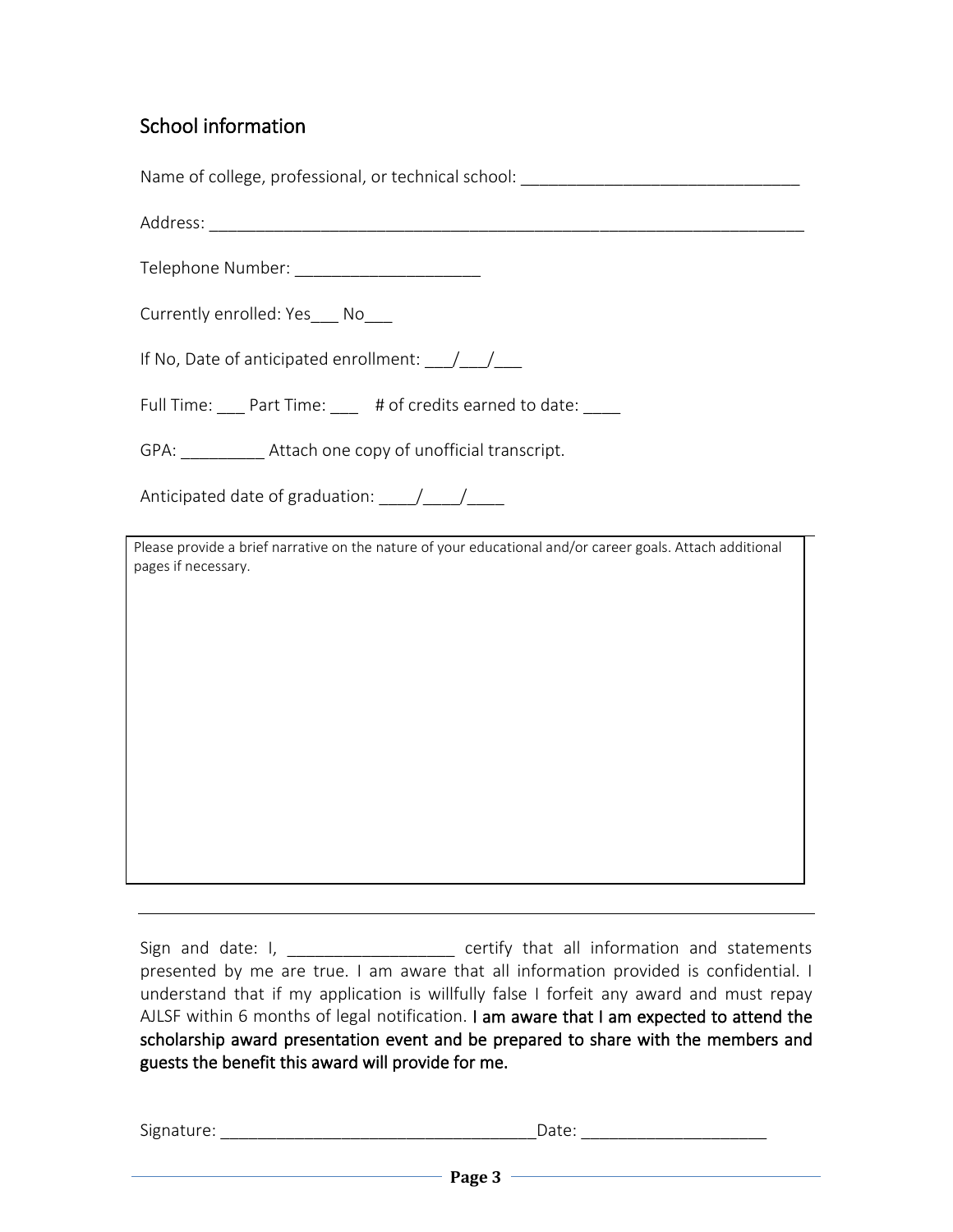## School information

Name of college, professional, or technical school: ______________________________

Address: _________________________________________________________________

Telephone Number: ____________________

Currently enrolled: Yes___ No___

If No, Date of anticipated enrollment: ___/___/___

Full Time: ___ Part Time: ___ # of credits earned to date: ____

GPA: _________ Attach one copy of unofficial transcript.

Anticipated date of graduation: ____/____/____

Please provide a brief narrative on the nature of your educational and/or career goals. Attach additional pages if necessary.

---

Sign and date: I, __________________ certify that all information and statements presented by me are true. I am aware that all information provided is confidential. I understand that if my application is willfully false I forfeit any award and must repay AJLSF within 6 months of legal notification. **I am aware that I am expected to attend the scholarship award presentation event and be prepared to share with the members and guests the benefit this award will provide for me.**

Signature: __________________________________Date: ____________________